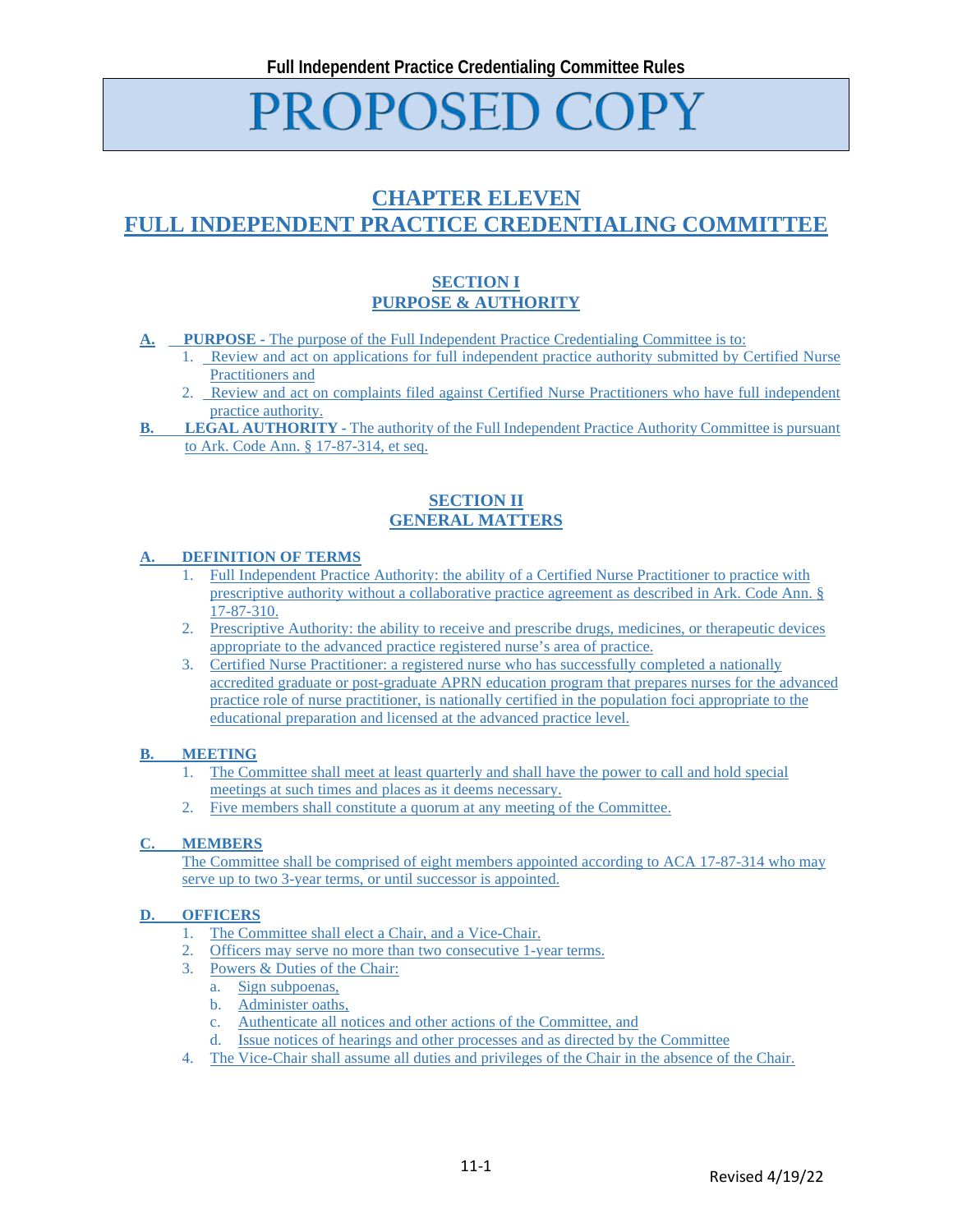# PROPOSED COPY

# CHAPTER ELEVEN
# FULL INDEPENDENT PRACTICE CREDENTIALING COMMITTEE

## SECTION I
## PURPOSE & AUTHORITY

**A. PURPOSE** - The purpose of the Full Independent Practice Credentialing Committee is to:

1. Review and act on applications for full independent practice authority submitted by Certified Nurse Practitioners and
2. Review and act on complaints filed against Certified Nurse Practitioners who have full independent practice authority.

**B. LEGAL AUTHORITY** - The authority of the Full Independent Practice Authority Committee is pursuant to Ark. Code Ann. § 17-87-314, et seq.

## SECTION II
## GENERAL MATTERS

### A. DEFINITION OF TERMS

1. Full Independent Practice Authority: the ability of a Certified Nurse Practitioner to practice with prescriptive authority without a collaborative practice agreement as described in Ark. Code Ann. § 17-87-310.
2. Prescriptive Authority: the ability to receive and prescribe drugs, medicines, or therapeutic devices appropriate to the advanced practice registered nurse's area of practice.
3. Certified Nurse Practitioner: a registered nurse who has successfully completed a nationally accredited graduate or post-graduate APRN education program that prepares nurses for the advanced practice role of nurse practitioner, is nationally certified in the population foci appropriate to the educational preparation and licensed at the advanced practice level.

### B. MEETING

1. The Committee shall meet at least quarterly and shall have the power to call and hold special meetings at such times and places as it deems necessary.
2. Five members shall constitute a quorum at any meeting of the Committee.

### C. MEMBERS

The Committee shall be comprised of eight members appointed according to ACA 17-87-314 who may serve up to two 3-year terms, or until successor is appointed.

### D. OFFICERS

1. The Committee shall elect a Chair, and a Vice-Chair.
2. Officers may serve no more than two consecutive 1-year terms.
3. Powers & Duties of the Chair:
   a. Sign subpoenas,
   b. Administer oaths,
   c. Authenticate all notices and other actions of the Committee, and
   d. Issue notices of hearings and other processes and as directed by the Committee
4. The Vice-Chair shall assume all duties and privileges of the Chair in the absence of the Chair.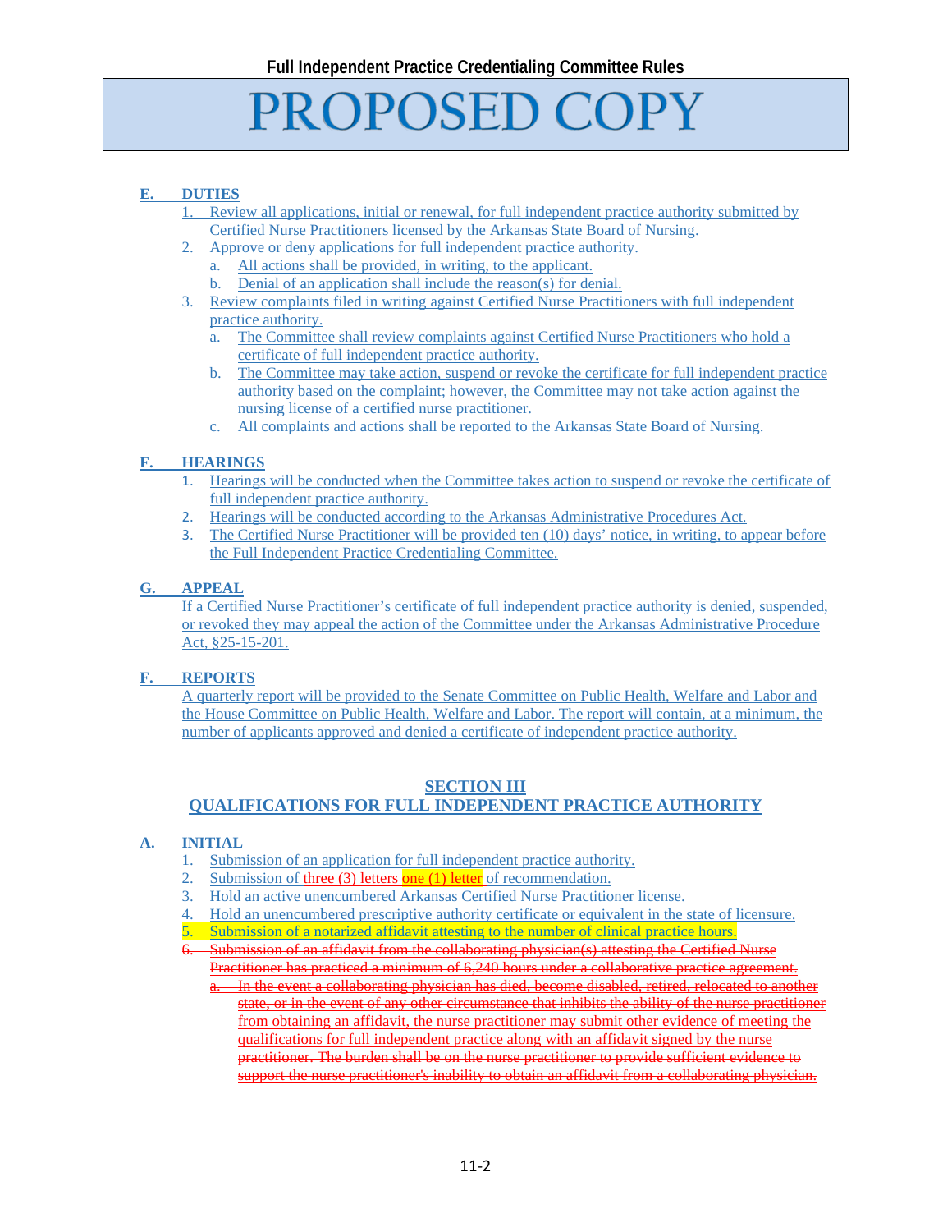# PROPOSED COPY

**E. DUTIES**

1. Review all applications, initial or renewal, for full independent practice authority submitted by Certified Nurse Practitioners licensed by the Arkansas State Board of Nursing.
2. Approve or deny applications for full independent practice authority.
   a. All actions shall be provided, in writing, to the applicant.
   b. Denial of an application shall include the reason(s) for denial.
3. Review complaints filed in writing against Certified Nurse Practitioners with full independent practice authority.
   a. The Committee shall review complaints against Certified Nurse Practitioners who hold a certificate of full independent practice authority.
   b. The Committee may take action, suspend or revoke the certificate for full independent practice authority based on the complaint; however, the Committee may not take action against the nursing license of a certified nurse practitioner.
   c. All complaints and actions shall be reported to the Arkansas State Board of Nursing.

**F. HEARINGS**

1. Hearings will be conducted when the Committee takes action to suspend or revoke the certificate of full independent practice authority.
2. Hearings will be conducted according to the Arkansas Administrative Procedures Act.
3. The Certified Nurse Practitioner will be provided ten (10) days' notice, in writing, to appear before the Full Independent Practice Credentialing Committee.

**G. APPEAL**

If a Certified Nurse Practitioner's certificate of full independent practice authority is denied, suspended, or revoked they may appeal the action of the Committee under the Arkansas Administrative Procedure Act, §25-15-201.

**F. REPORTS**

A quarterly report will be provided to the Senate Committee on Public Health, Welfare and Labor and the House Committee on Public Health, Welfare and Labor. The report will contain, at a minimum, the number of applicants approved and denied a certificate of independent practice authority.

## SECTION III
## QUALIFICATIONS FOR FULL INDEPENDENT PRACTICE AUTHORITY

**A. INITIAL**

1. Submission of an application for full independent practice authority.
2. Submission of ~~three (3) letters~~ one (1) letter of recommendation.
3. Hold an active unencumbered Arkansas Certified Nurse Practitioner license.
4. Hold an unencumbered prescriptive authority certificate or equivalent in the state of licensure.
5. Submission of a notarized affidavit attesting to the number of clinical practice hours.
6. ~~Submission of an affidavit from the collaborating physician(s) attesting the Certified Nurse Practitioner has practiced a minimum of 6,240 hours under a collaborative practice agreement.~~
   a. ~~In the event a collaborating physician has died, become disabled, retired, relocated to another state, or in the event of any other circumstance that inhibits the ability of the nurse practitioner from obtaining an affidavit, the nurse practitioner may submit other evidence of meeting the qualifications for full independent practice along with an affidavit signed by the nurse practitioner. The burden shall be on the nurse practitioner to provide sufficient evidence to support the nurse practitioner's inability to obtain an affidavit from a collaborating physician.~~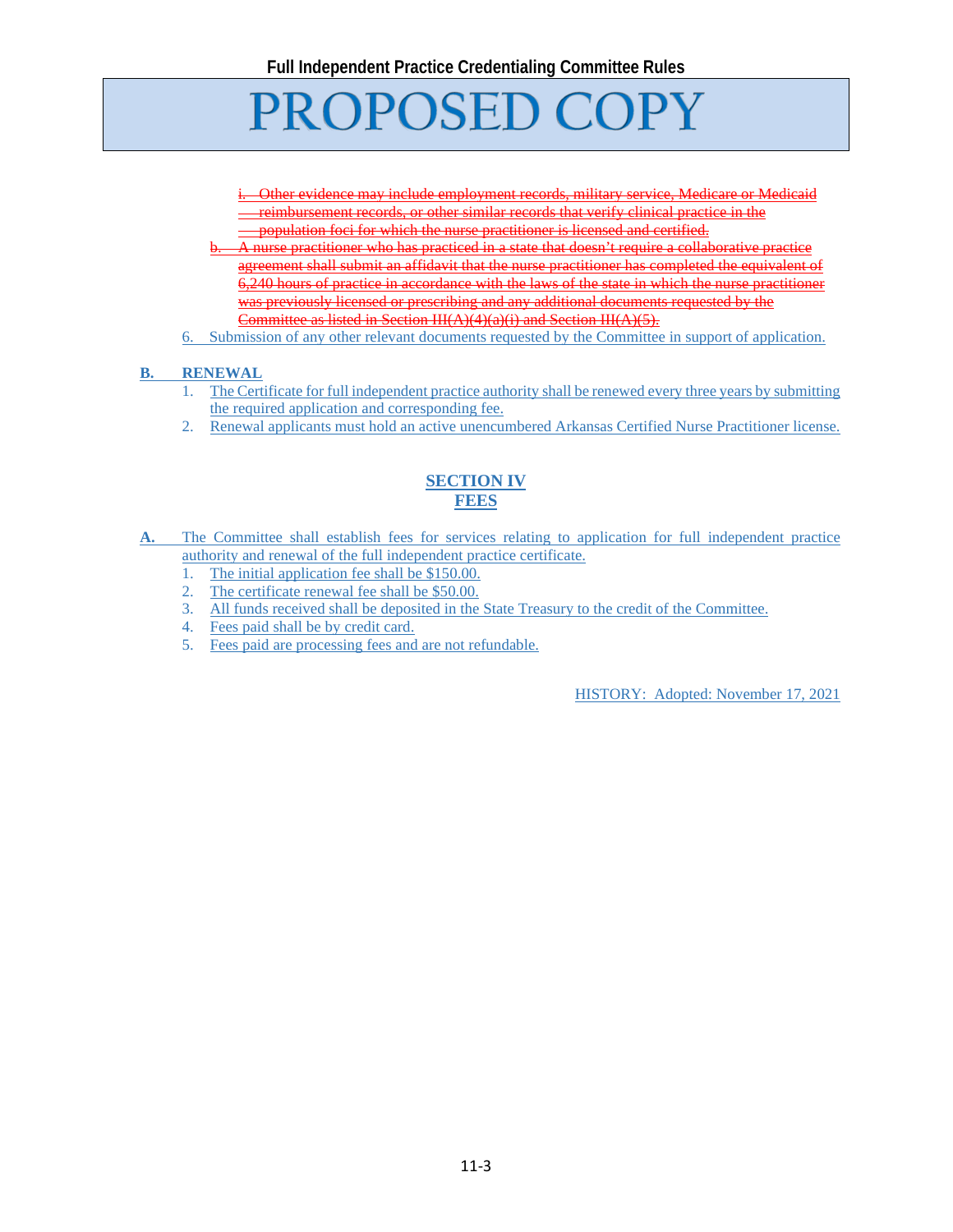**PROPOSED COPY**

~~i. Other evidence may include employment records, military service, Medicare or Medicaid reimbursement records, or other similar records that verify clinical practice in the population foci for which the nurse practitioner is licensed and certified.~~

~~b. A nurse practitioner who has practiced in a state that doesn't require a collaborative practice agreement shall submit an affidavit that the nurse practitioner has completed the equivalent of 6,240 hours of practice in accordance with the laws of the state in which the nurse practitioner was previously licensed or prescribing and any additional documents requested by the Committee as listed in Section III(A)(4)(a)(i) and Section III(A)(5).~~

6. Submission of any other relevant documents requested by the Committee in support of application.

**B. RENEWAL**

1. The Certificate for full independent practice authority shall be renewed every three years by submitting the required application and corresponding fee.
2. Renewal applicants must hold an active unencumbered Arkansas Certified Nurse Practitioner license.

## SECTION IV
## FEES

**A.** The Committee shall establish fees for services relating to application for full independent practice authority and renewal of the full independent practice certificate.

1. The initial application fee shall be $150.00.
2. The certificate renewal fee shall be $50.00.
3. All funds received shall be deposited in the State Treasury to the credit of the Committee.
4. Fees paid shall be by credit card.
5. Fees paid are processing fees and are not refundable.

HISTORY: Adopted: November 17, 2021